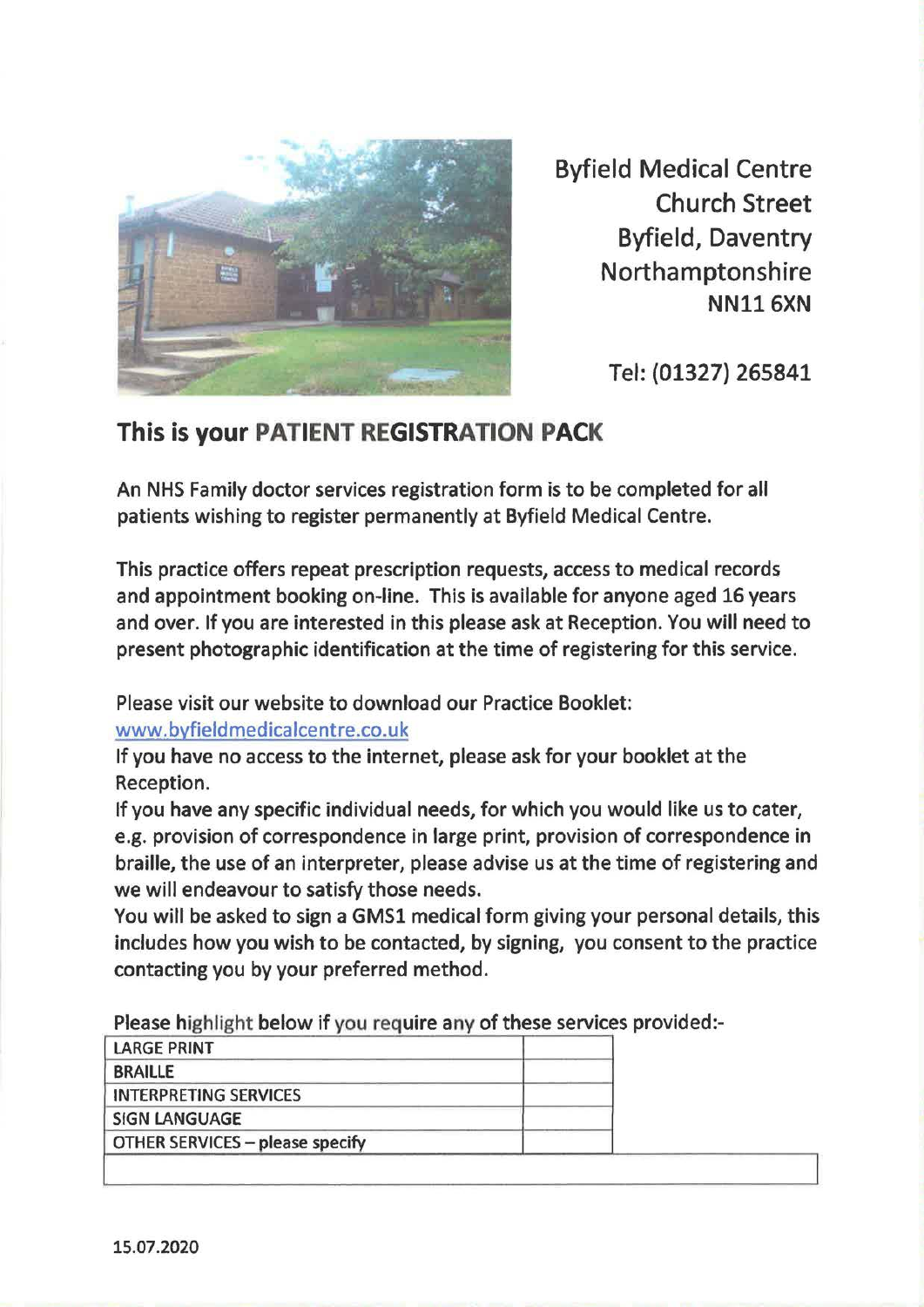Byfield Medical Centre
Church Street
Byfield, Daventry
Northamptonshire
NN11 6XN

Tel: (01327) 265841

## This is your PATIENT REGISTRATION PACK

An NHS Family doctor services registration form is to be completed for all patients wishing to register permanently at Byfield Medical Centre.

This practice offers repeat prescription requests, access to medical records and appointment booking on-line. This is available for anyone aged 16 years and over. If you are interested in this please ask at Reception. You will need to present photographic identification at the time of registering for this service.

Please visit our website to download our Practice Booklet:
www.byfieldmedicalcentre.co.uk
If you have no access to the internet, please ask for your booklet at the Reception.
If you have any specific individual needs, for which you would like us to cater, e.g. provision of correspondence in large print, provision of correspondence in braille, the use of an interpreter, please advise us at the time of registering and we will endeavour to satisfy those needs.
You will be asked to sign a GMS1 medical form giving your personal details, this includes how you wish to be contacted, by signing, you consent to the practice contacting you by your preferred method.

Please highlight below if you require any of these services provided:-

| | |
|---|---|
| LARGE PRINT | |
| BRAILLE | |
| INTERPRETING SERVICES | |
| SIGN LANGUAGE | |
| OTHER SERVICES – please specify | |
| | |

15.07.2020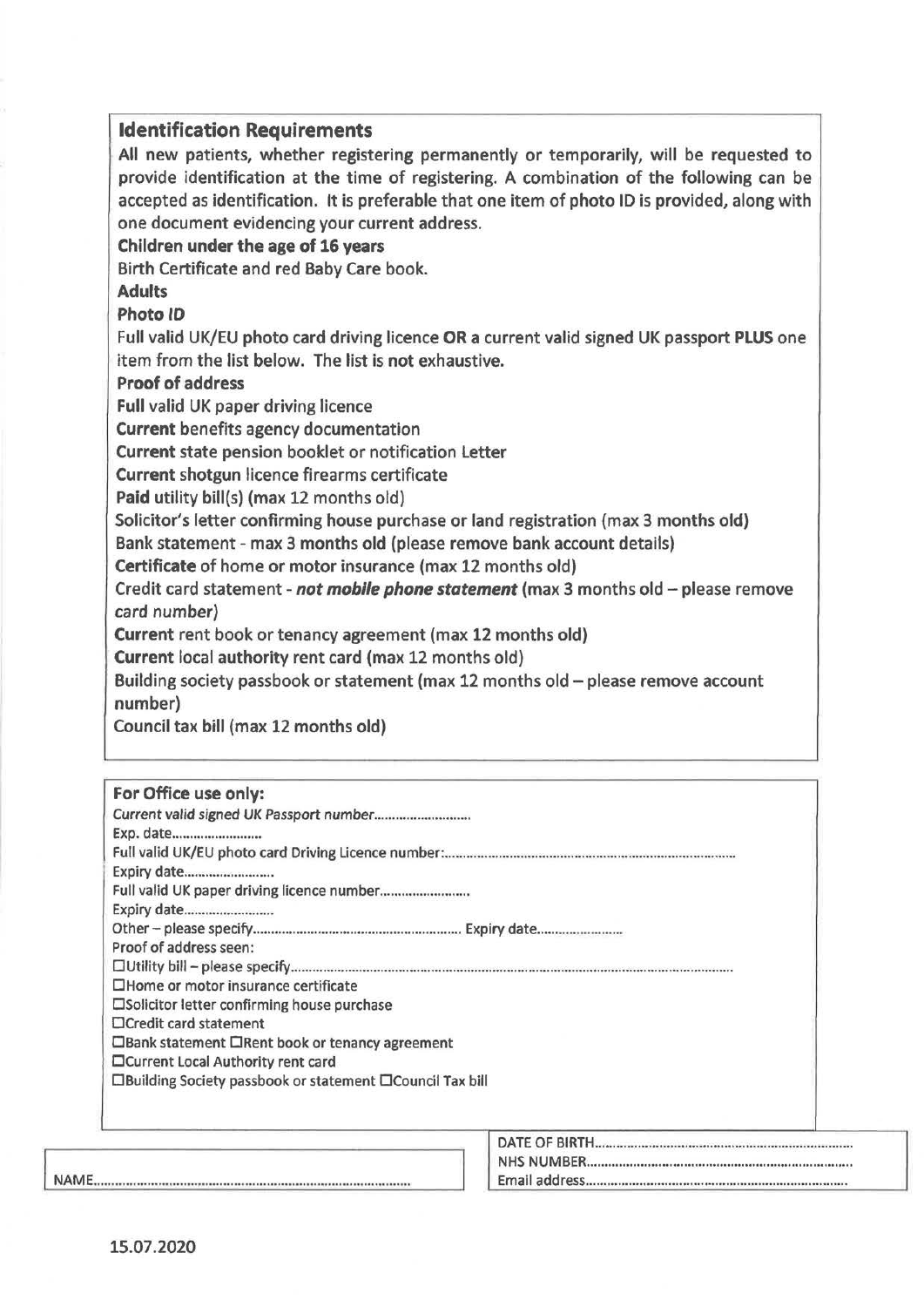## Identification Requirements

**All new patients, whether registering permanently or temporarily, will be requested to provide identification at the time of registering. A combination of the following can be accepted as identification. It is preferable that one item of photo ID is provided, along with one document evidencing your current address.**

**Children under the age of 16 years**

Birth Certificate and red Baby Care book.

**Adults**

**Photo ID**

Full valid UK/EU **photo card driving licence OR a current valid signed UK passport PLUS** one item from the list below. **The list is not exhaustive.**

**Proof of address**

**Full** valid UK paper driving licence

**Current** benefits agency documentation

**Current** state pension booklet or notification Letter

**Current** shotgun licence firearms certificate

**Paid** utility bill(s) (max 12 months old)

Solicitor's letter confirming house purchase or land registration (max 3 months old)

Bank statement - max 3 months old (please remove bank account details)

**Certificate** of home or motor insurance (max 12 months old)

Credit card statement - ***not mobile phone statement*** (max 3 months old – please remove card number)

**Current** rent book or tenancy agreement (max 12 months old)

**Current** local authority rent card (max 12 months old)

Building society passbook or statement (max 12 months old – please remove account number)

Council tax bill (max 12 months old)

---

**For Office use only:**

Current valid signed UK Passport number……………………

Exp. date……………………

Full valid UK/EU photo card Driving Licence number:……………………

Expiry date……………………

Full valid UK paper driving licence number……………………

Expiry date……………………

Other – please specify…………………… Expiry date……………………

Proof of address seen:

☐Utility bill – please specify……………………

☐Home or motor insurance certificate

☐Solicitor letter confirming house purchase

☐Credit card statement

☐Bank statement ☐Rent book or tenancy agreement

☐Current Local Authority rent card

☐Building Society passbook or statement ☐Council Tax bill

---

NAME……………………

DATE OF BIRTH……………………

NHS NUMBER……………………

Email address……………………

15.07.2020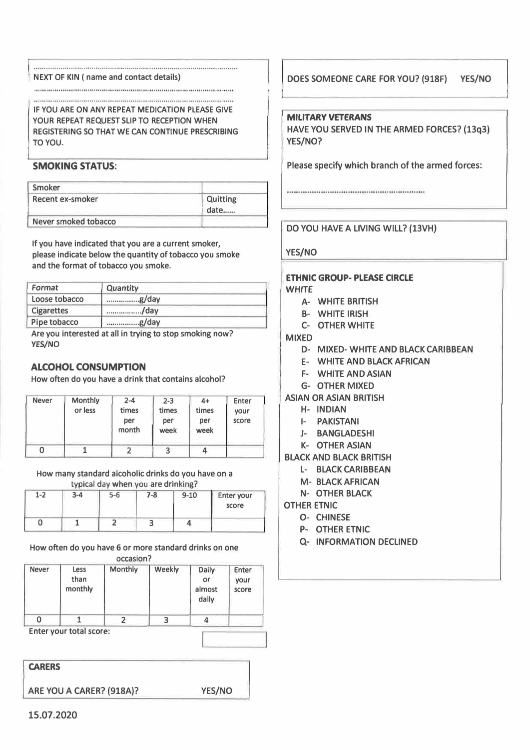...........................................................................................

NEXT OF KIN ( name and contact details)

...........................................................................................

...........................................................................................

IF YOU ARE ON ANY REPEAT MEDICATION PLEASE GIVE YOUR REPEAT REQUEST SLIP TO RECEPTION WHEN REGISTERING SO THAT WE CAN CONTINUE PRESCRIBING TO YOU.

## SMOKING STATUS:

| | |
|---|---|
| Smoker | |
| Recent ex-smoker | Quitting date...... |
| Never smoked tobacco | |

If you have indicated that you are a current smoker, please indicate below the quantity of tobacco you smoke and the format of tobacco you smoke.

| Format | Quantity |
|---|---|
| Loose tobacco | ................g/day |
| Cigarettes | ................./day |
| Pipe tobacco | ................g/day |

Are you interested at all in trying to stop smoking now? YES/NO

## ALCOHOL CONSUMPTION

How often do you have a drink that contains alcohol?

| Never | Monthly or less | 2-4 times per month | 2-3 times per week | 4+ times per week | Enter your score |
|---|---|---|---|---|---|
| 0 | 1 | 2 | 3 | 4 | |

How many standard alcoholic drinks do you have on a typical day when you are drinking?

| 1-2 | 3-4 | 5-6 | 7-8 | 9-10 | Enter your score |
|---|---|---|---|---|---|
| 0 | 1 | 2 | 3 | 4 | |

How often do you have 6 or more standard drinks on one occasion?

| Never | Less than monthly | Monthly | Weekly | Daily or almost daily | Enter your score |
|---|---|---|---|---|---|
| 0 | 1 | 2 | 3 | 4 | |

Enter your total score:

## CARERS

ARE YOU A CARER? (918A)? YES/NO

DOES SOMEONE CARE FOR YOU? (918F) YES/NO

## MILITARY VETERANS

HAVE YOU SERVED IN THE ARMED FORCES? (13q3) YES/NO?

Please specify which branch of the armed forces:

.................................................................

DO YOU HAVE A LIVING WILL? (13VH)

YES/NO

## ETHNIC GROUP- PLEASE CIRCLE

WHITE

- A- WHITE BRITISH
- B- WHITE IRISH
- C- OTHER WHITE

MIXED

- D- MIXED- WHITE AND BLACK CARIBBEAN
- E- WHITE AND BLACK AFRICAN
- F- WHITE AND ASIAN
- G- OTHER MIXED

ASIAN OR ASIAN BRITISH

- H- INDIAN
- I- PAKISTANI
- J- BANGLADESHI
- K- OTHER ASIAN

BLACK AND BLACK BRITISH

- L- BLACK CARIBBEAN
- M- BLACK AFRICAN
- N- OTHER BLACK

OTHER ETNIC

- O- CHINESE
- P- OTHER ETNIC
- Q- INFORMATION DECLINED

15.07.2020